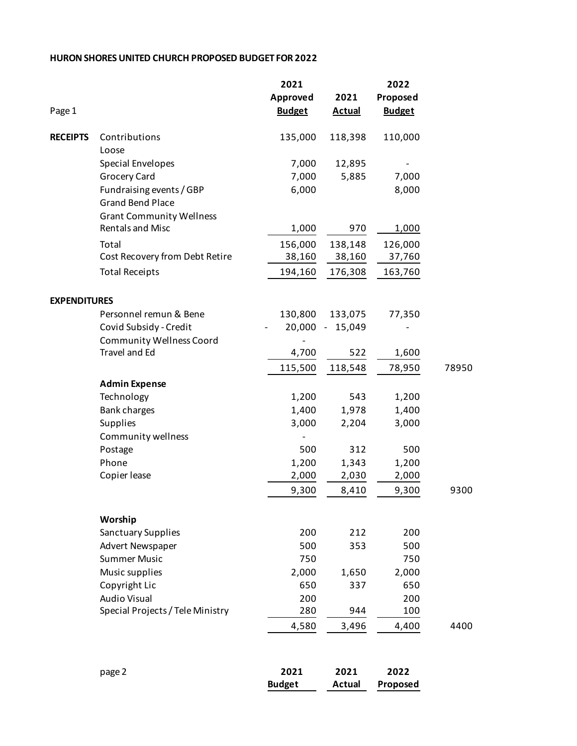**HURON SHORES UNITED CHURCH PROPOSED BUDGET FOR 2022**

| Page 1 | | 2021 Approved Budget | 2021 Actual | 2022 Proposed Budget | |
|---|---|---|---|---|---|
| **RECEIPTS** | Contributions | 135,000 | 118,398 | 110,000 | |
| | Loose | | | | |
| | Special Envelopes | 7,000 | 12,895 | - | |
| | Grocery Card | 7,000 | 5,885 | 7,000 | |
| | Fundraising events / GBP | 6,000 | | 8,000 | |
| | Grand Bend Place | | | | |
| | Grant Community Wellness | | | | |
| | Rentals and Misc | 1,000 | 970 | 1,000 | |
| | Total | 156,000 | 138,148 | 126,000 | |
| | Cost Recovery from Debt Retire | 38,160 | 38,160 | 37,760 | |
| | Total Receipts | 194,160 | 176,308 | 163,760 | |
| **EXPENDITURES** | | | | | |
| | Personnel remun & Bene | 130,800 | 133,075 | 77,350 | |
| | Covid Subsidy - Credit | - 20,000 | - 15,049 | - | |
| | Community Wellness Coord | - | | | |
| | Travel and Ed | 4,700 | 522 | 1,600 | |
| | | 115,500 | 118,548 | 78,950 | 78950 |
| | **Admin Expense** | | | | |
| | Technology | 1,200 | 543 | 1,200 | |
| | Bank charges | 1,400 | 1,978 | 1,400 | |
| | Supplies | 3,000 | 2,204 | 3,000 | |
| | Community wellness | - | | | |
| | Postage | 500 | 312 | 500 | |
| | Phone | 1,200 | 1,343 | 1,200 | |
| | Copier lease | 2,000 | 2,030 | 2,000 | |
| | | 9,300 | 8,410 | 9,300 | 9300 |
| | **Worship** | | | | |
| | Sanctuary Supplies | 200 | 212 | 200 | |
| | Advert Newspaper | 500 | 353 | 500 | |
| | Summer Music | 750 | | 750 | |
| | Music supplies | 2,000 | 1,650 | 2,000 | |
| | Copyright Lic | 650 | 337 | 650 | |
| | Audio Visual | 200 | | 200 | |
| | Special Projects / Tele Ministry | 280 | 944 | 100 | |
| | | 4,580 | 3,496 | 4,400 | 4400 |

| page 2 | 2021 Budget | 2021 Actual | 2022 Proposed |
|---|---|---|---|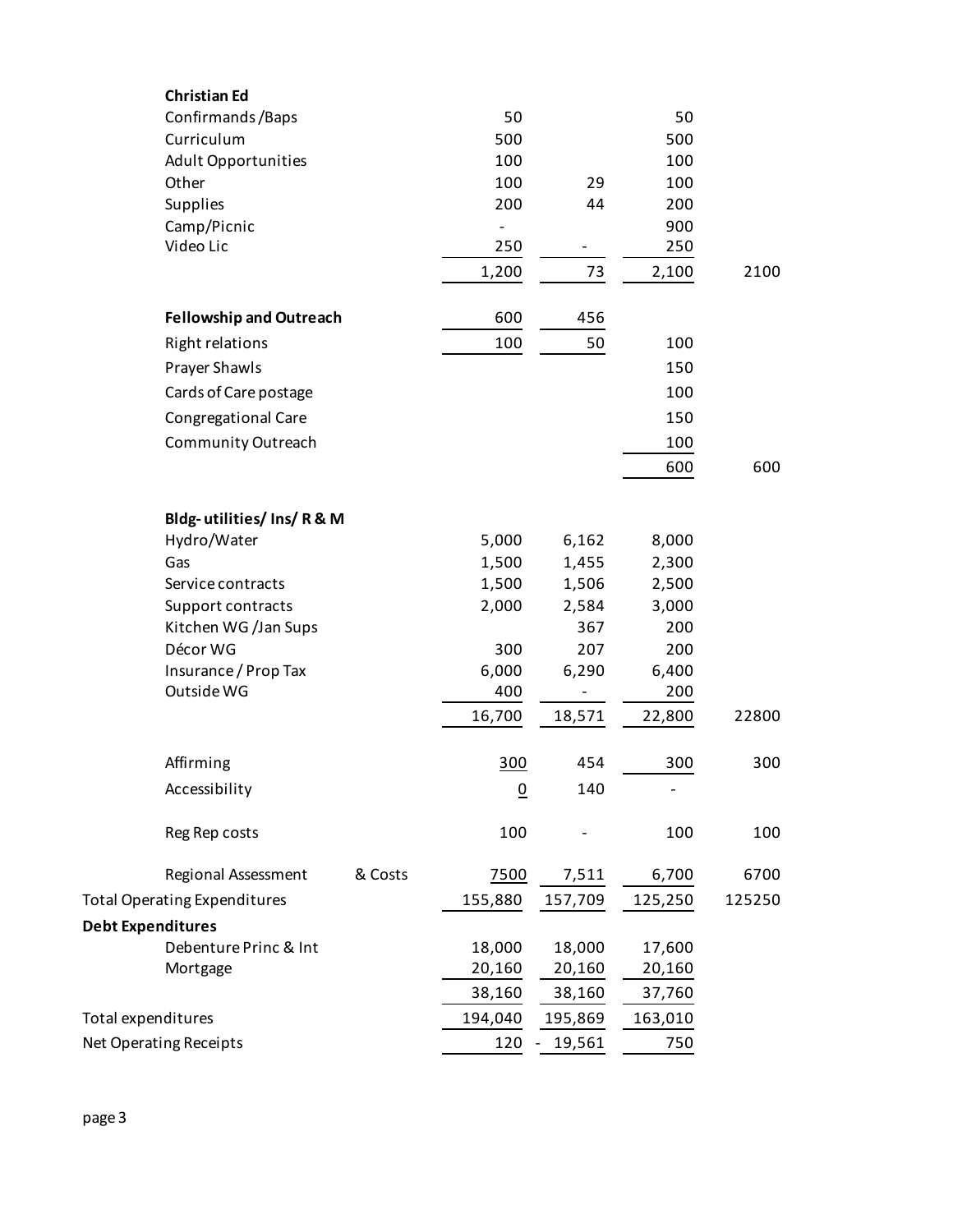| | | | | |
|---|---|---|---|---|
| **Christian Ed** | | | | |
| Confirmands /Baps | 50 | | 50 | |
| Curriculum | 500 | | 500 | |
| Adult Opportunities | 100 | | 100 | |
| Other | 100 | 29 | 100 | |
| Supplies | 200 | 44 | 200 | |
| Camp/Picnic | - | | 900 | |
| Video Lic | 250 | - | 250 | |
| | 1,200 | 73 | 2,100 | 2100 |
| **Fellowship and Outreach** | 600 | 456 | | |
| Right relations | 100 | 50 | 100 | |
| Prayer Shawls | | | 150 | |
| Cards of Care postage | | | 100 | |
| Congregational Care | | | 150 | |
| Community Outreach | | | 100 | |
| | | | 600 | 600 |
| **Bldg- utilities/ Ins/ R & M** | | | | |
| Hydro/Water | 5,000 | 6,162 | 8,000 | |
| Gas | 1,500 | 1,455 | 2,300 | |
| Service contracts | 1,500 | 1,506 | 2,500 | |
| Support contracts | 2,000 | 2,584 | 3,000 | |
| Kitchen WG /Jan Sups | | 367 | 200 | |
| Décor WG | 300 | 207 | 200 | |
| Insurance / Prop Tax | 6,000 | 6,290 | 6,400 | |
| Outside WG | 400 | - | 200 | |
| | 16,700 | 18,571 | 22,800 | 22800 |
| Affirming | 300 | 454 | 300 | 300 |
| Accessibility | 0 | 140 | - | |
| Reg Rep costs | 100 | - | 100 | 100 |
| Regional Assessment & Costs | 7500 | 7,511 | 6,700 | 6700 |
| Total Operating Expenditures | 155,880 | 157,709 | 125,250 | 125250 |
| **Debt Expenditures** | | | | |
| Debenture Princ & Int | 18,000 | 18,000 | 17,600 | |
| Mortgage | 20,160 | 20,160 | 20,160 | |
| | 38,160 | 38,160 | 37,760 | |
| Total expenditures | 194,040 | 195,869 | 163,010 | |
| Net Operating Receipts | 120 | - 19,561 | 750 | |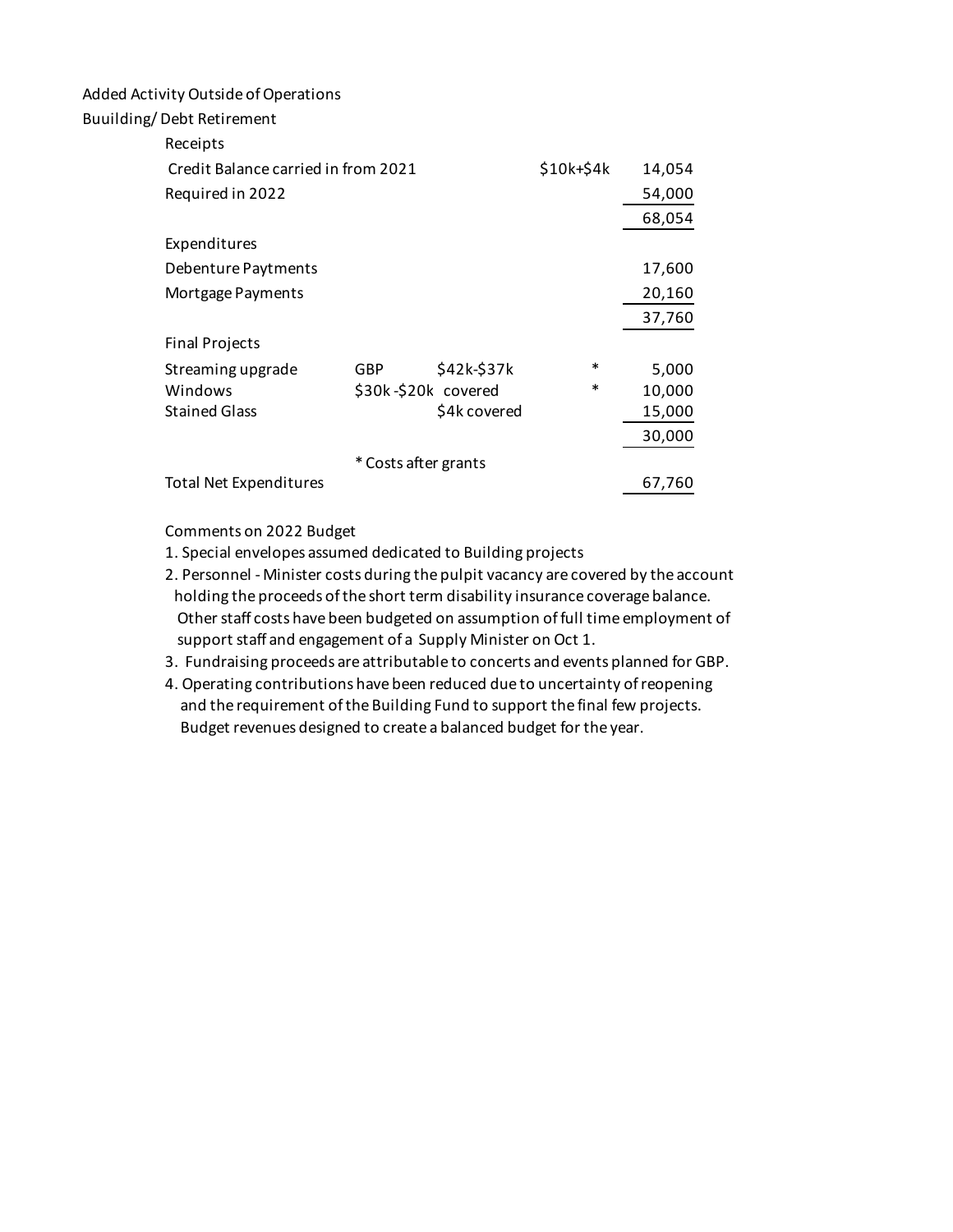Added Activity Outside of Operations

Buuilding/ Debt Retirement

| | | | | |
|---|---|---|---|---|
| Receipts | | | | |
| Credit Balance carried in from 2021 | | | $10k+$4k | 14,054 |
| Required in 2022 | | | | 54,000 |
| | | | | 68,054 |
| Expenditures | | | | |
| Debenture Paytments | | | | 17,600 |
| Mortgage Payments | | | | 20,160 |
| | | | | 37,760 |
| Final Projects | | | | |
| Streaming upgrade | GBP | $42k-$37k | * | 5,000 |
| Windows | $30k -$20k covered | | * | 10,000 |
| Stained Glass | | $4k covered | | 15,000 |
| | | | | 30,000 |
| | * Costs after grants | | | |
| Total Net Expenditures | | | | 67,760 |

Comments on 2022 Budget

1. Special envelopes assumed dedicated to Building projects
2. Personnel - Minister costs during the pulpit vacancy are covered by the account holding the proceeds of the short term disability insurance coverage balance. Other staff costs have been budgeted on assumption of full time employment of support staff and engagement of a Supply Minister on Oct 1.
3. Fundraising proceeds are attributable to concerts and events planned for GBP.
4. Operating contributions have been reduced due to uncertainty of reopening and the requirement of the Building Fund to support the final few projects. Budget revenues designed to create a balanced budget for the year.